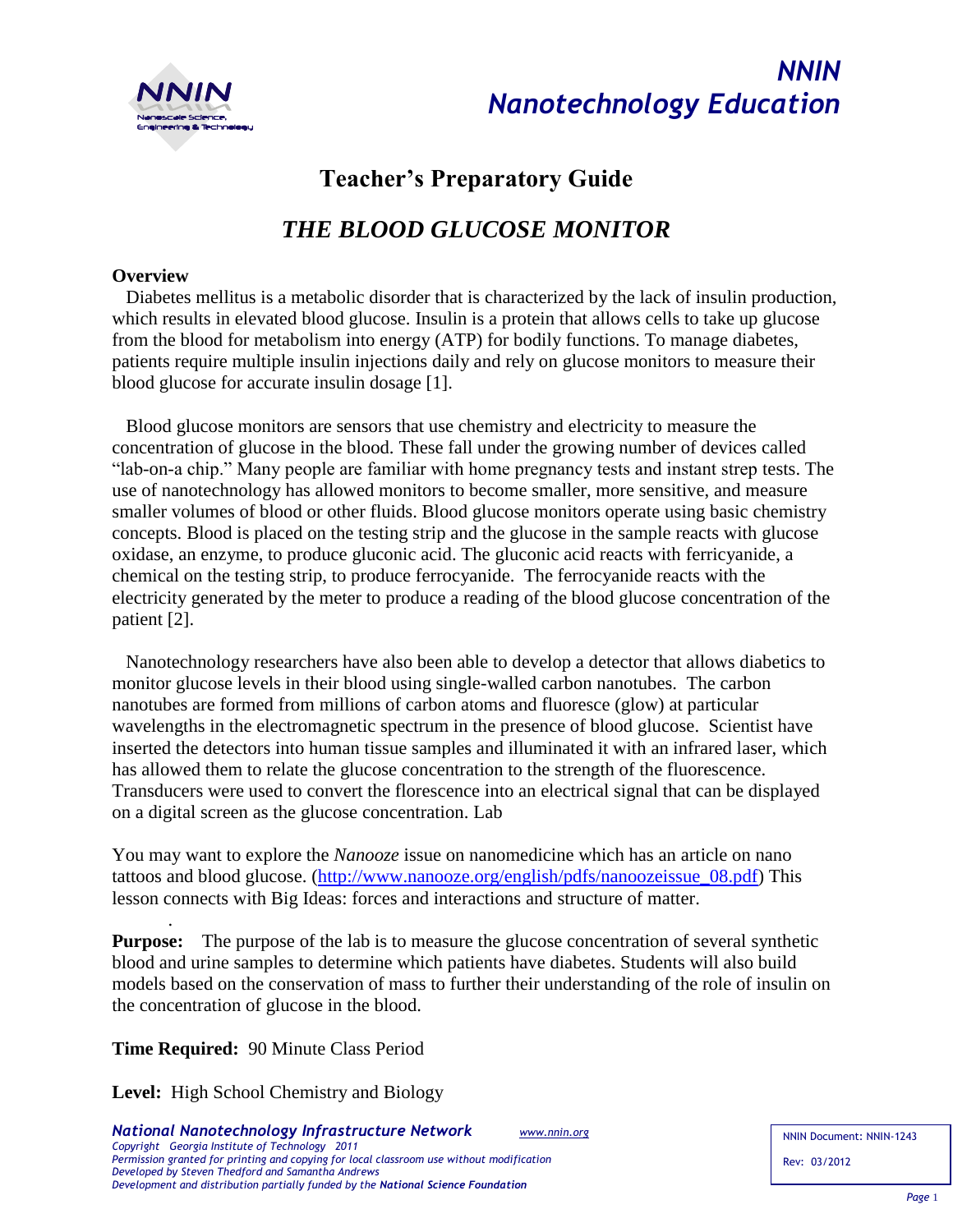# NNIN Nanotechnology Education

## Teacher's Preparatory Guide

## *THE BLOOD GLUCOSE MONITOR*

**Overview**

Diabetes mellitus is a metabolic disorder that is characterized by the lack of insulin production, which results in elevated blood glucose. Insulin is a protein that allows cells to take up glucose from the blood for metabolism into energy (ATP) for bodily functions. To manage diabetes, patients require multiple insulin injections daily and rely on glucose monitors to measure their blood glucose for accurate insulin dosage [1].

Blood glucose monitors are sensors that use chemistry and electricity to measure the concentration of glucose in the blood. These fall under the growing number of devices called "lab-on-a chip." Many people are familiar with home pregnancy tests and instant strep tests. The use of nanotechnology has allowed monitors to become smaller, more sensitive, and measure smaller volumes of blood or other fluids. Blood glucose monitors operate using basic chemistry concepts. Blood is placed on the testing strip and the glucose in the sample reacts with glucose oxidase, an enzyme, to produce gluconic acid. The gluconic acid reacts with ferricyanide, a chemical on the testing strip, to produce ferrocyanide. The ferrocyanide reacts with the electricity generated by the meter to produce a reading of the blood glucose concentration of the patient [2].

Nanotechnology researchers have also been able to develop a detector that allows diabetics to monitor glucose levels in their blood using single-walled carbon nanotubes. The carbon nanotubes are formed from millions of carbon atoms and fluoresce (glow) at particular wavelengths in the electromagnetic spectrum in the presence of blood glucose. Scientist have inserted the detectors into human tissue samples and illuminated it with an infrared laser, which has allowed them to relate the glucose concentration to the strength of the fluorescence. Transducers were used to convert the florescence into an electrical signal that can be displayed on a digital screen as the glucose concentration. Lab

You may want to explore the *Nanooze* issue on nanomedicine which has an article on nano tattoos and blood glucose. (http://www.nanooze.org/english/pdfs/nanoozeissue_08.pdf) This lesson connects with Big Ideas: forces and interactions and structure of matter.

**Purpose:** The purpose of the lab is to measure the glucose concentration of several synthetic blood and urine samples to determine which patients have diabetes. Students will also build models based on the conservation of mass to further their understanding of the role of insulin on the concentration of glucose in the blood.

**Time Required:** 90 Minute Class Period

**Level:** High School Chemistry and Biology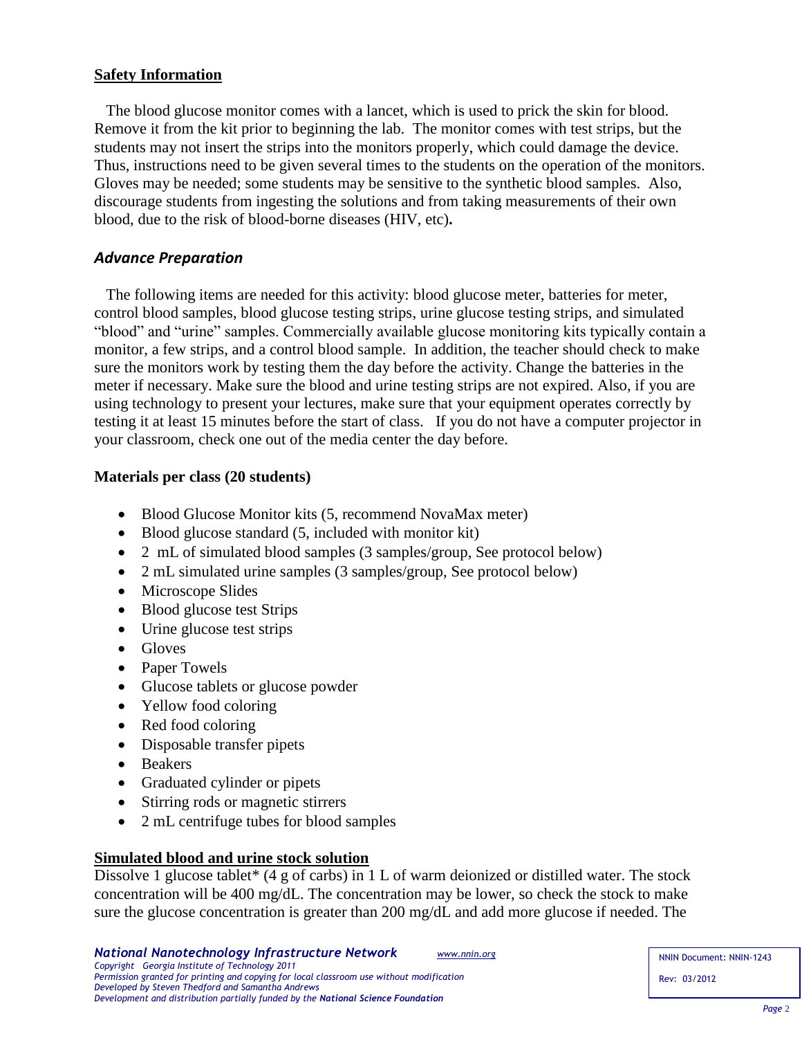## Safety Information

The blood glucose monitor comes with a lancet, which is used to prick the skin for blood. Remove it from the kit prior to beginning the lab. The monitor comes with test strips, but the students may not insert the strips into the monitors properly, which could damage the device. Thus, instructions need to be given several times to the students on the operation of the monitors. Gloves may be needed; some students may be sensitive to the synthetic blood samples. Also, discourage students from ingesting the solutions and from taking measurements of their own blood, due to the risk of blood-borne diseases (HIV, etc)**.**

## *Advance Preparation*

The following items are needed for this activity: blood glucose meter, batteries for meter, control blood samples, blood glucose testing strips, urine glucose testing strips, and simulated "blood" and "urine" samples. Commercially available glucose monitoring kits typically contain a monitor, a few strips, and a control blood sample. In addition, the teacher should check to make sure the monitors work by testing them the day before the activity. Change the batteries in the meter if necessary. Make sure the blood and urine testing strips are not expired. Also, if you are using technology to present your lectures, make sure that your equipment operates correctly by testing it at least 15 minutes before the start of class. If you do not have a computer projector in your classroom, check one out of the media center the day before.

### Materials per class (20 students)

- Blood Glucose Monitor kits (5, recommend NovaMax meter)
- Blood glucose standard (5, included with monitor kit)
- 2 mL of simulated blood samples (3 samples/group, See protocol below)
- 2 mL simulated urine samples (3 samples/group, See protocol below)
- Microscope Slides
- Blood glucose test Strips
- Urine glucose test strips
- Gloves
- Paper Towels
- Glucose tablets or glucose powder
- Yellow food coloring
- Red food coloring
- Disposable transfer pipets
- Beakers
- Graduated cylinder or pipets
- Stirring rods or magnetic stirrers
- 2 mL centrifuge tubes for blood samples

## Simulated blood and urine stock solution

Dissolve 1 glucose tablet* (4 g of carbs) in 1 L of warm deionized or distilled water. The stock concentration will be 400 mg/dL. The concentration may be lower, so check the stock to make sure the glucose concentration is greater than 200 mg/dL and add more glucose if needed. The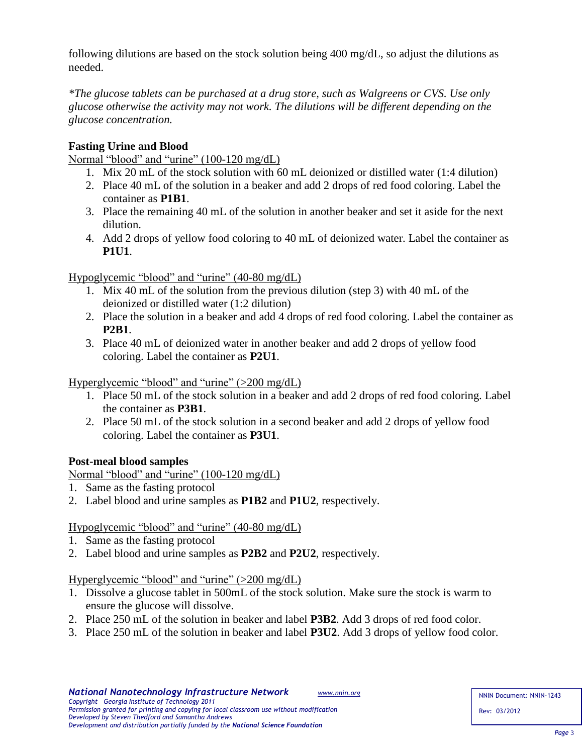following dilutions are based on the stock solution being 400 mg/dL, so adjust the dilutions as needed.

*\*The glucose tablets can be purchased at a drug store, such as Walgreens or CVS. Use only glucose otherwise the activity may not work. The dilutions will be different depending on the glucose concentration.*

### Fasting Urine and Blood

<u>Normal "blood" and "urine" (100-120 mg/dL)</u>

1. Mix 20 mL of the stock solution with 60 mL deionized or distilled water (1:4 dilution)
2. Place 40 mL of the solution in a beaker and add 2 drops of red food coloring. Label the container as **P1B1**.
3. Place the remaining 40 mL of the solution in another beaker and set it aside for the next dilution.
4. Add 2 drops of yellow food coloring to 40 mL of deionized water. Label the container as **P1U1**.

<u>Hypoglycemic "blood" and "urine" (40-80 mg/dL)</u>

1. Mix 40 mL of the solution from the previous dilution (step 3) with 40 mL of the deionized or distilled water (1:2 dilution)
2. Place the solution in a beaker and add 4 drops of red food coloring. Label the container as **P2B1**.
3. Place 40 mL of deionized water in another beaker and add 2 drops of yellow food coloring. Label the container as **P2U1**.

<u>Hyperglycemic "blood" and "urine" (>200 mg/dL)</u>

1. Place 50 mL of the stock solution in a beaker and add 2 drops of red food coloring. Label the container as **P3B1**.
2. Place 50 mL of the stock solution in a second beaker and add 2 drops of yellow food coloring. Label the container as **P3U1**.

### Post-meal blood samples

<u>Normal "blood" and "urine" (100-120 mg/dL)</u>

1. Same as the fasting protocol
2. Label blood and urine samples as **P1B2** and **P1U2**, respectively.

<u>Hypoglycemic "blood" and "urine" (40-80 mg/dL)</u>

1. Same as the fasting protocol
2. Label blood and urine samples as **P2B2** and **P2U2**, respectively.

<u>Hyperglycemic "blood" and "urine" (>200 mg/dL)</u>

1. Dissolve a glucose tablet in 500mL of the stock solution. Make sure the stock is warm to ensure the glucose will dissolve.
2. Place 250 mL of the solution in beaker and label **P3B2**. Add 3 drops of red food color.
3. Place 250 mL of the solution in beaker and label **P3U2**. Add 3 drops of yellow food color.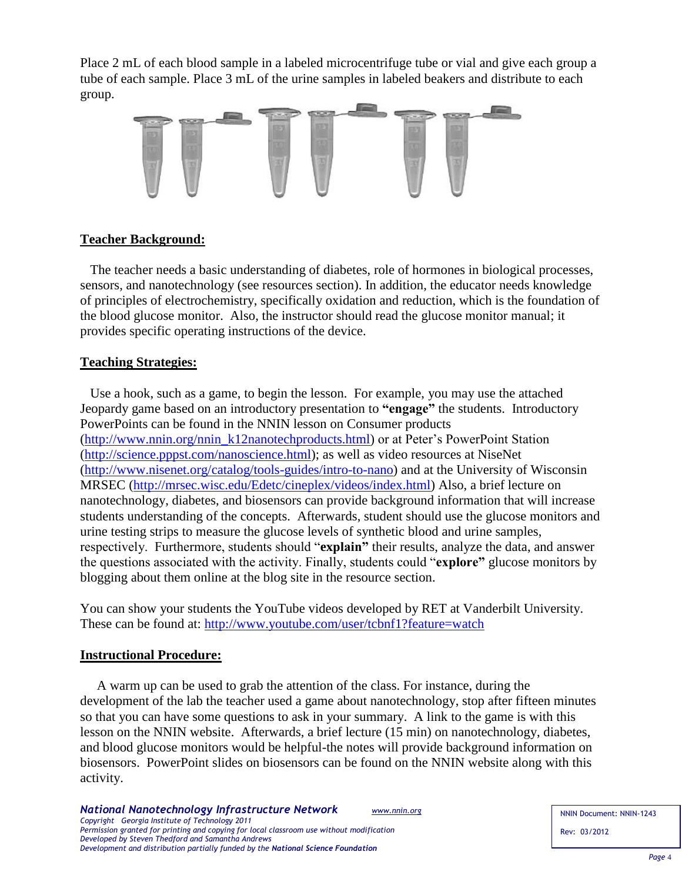Place 2 mL of each blood sample in a labeled microcentrifuge tube or vial and give each group a tube of each sample. Place 3 mL of the urine samples in labeled beakers and distribute to each group.

**Teacher Background:**

The teacher needs a basic understanding of diabetes, role of hormones in biological processes, sensors, and nanotechnology (see resources section). In addition, the educator needs knowledge of principles of electrochemistry, specifically oxidation and reduction, which is the foundation of the blood glucose monitor. Also, the instructor should read the glucose monitor manual; it provides specific operating instructions of the device.

**Teaching Strategies:**

Use a hook, such as a game, to begin the lesson. For example, you may use the attached Jeopardy game based on an introductory presentation to **"engage"** the students. Introductory PowerPoints can be found in the NNIN lesson on Consumer products (http://www.nnin.org/nnin_k12nanotechproducts.html) or at Peter's PowerPoint Station (http://science.pppst.com/nanoscience.html); as well as video resources at NiseNet (http://www.nisenet.org/catalog/tools-guides/intro-to-nano) and at the University of Wisconsin MRSEC (http://mrsec.wisc.edu/Edetc/cineplex/videos/index.html) Also, a brief lecture on nanotechnology, diabetes, and biosensors can provide background information that will increase students understanding of the concepts. Afterwards, student should use the glucose monitors and urine testing strips to measure the glucose levels of synthetic blood and urine samples, respectively. Furthermore, students should "**explain"** their results, analyze the data, and answer the questions associated with the activity. Finally, students could "**explore"** glucose monitors by blogging about them online at the blog site in the resource section.

You can show your students the YouTube videos developed by RET at Vanderbilt University. These can be found at: http://www.youtube.com/user/tcbnf1?feature=watch

**Instructional Procedure:**

A warm up can be used to grab the attention of the class. For instance, during the development of the lab the teacher used a game about nanotechnology, stop after fifteen minutes so that you can have some questions to ask in your summary. A link to the game is with this lesson on the NNIN website. Afterwards, a brief lecture (15 min) on nanotechnology, diabetes, and blood glucose monitors would be helpful-the notes will provide background information on biosensors. PowerPoint slides on biosensors can be found on the NNIN website along with this activity.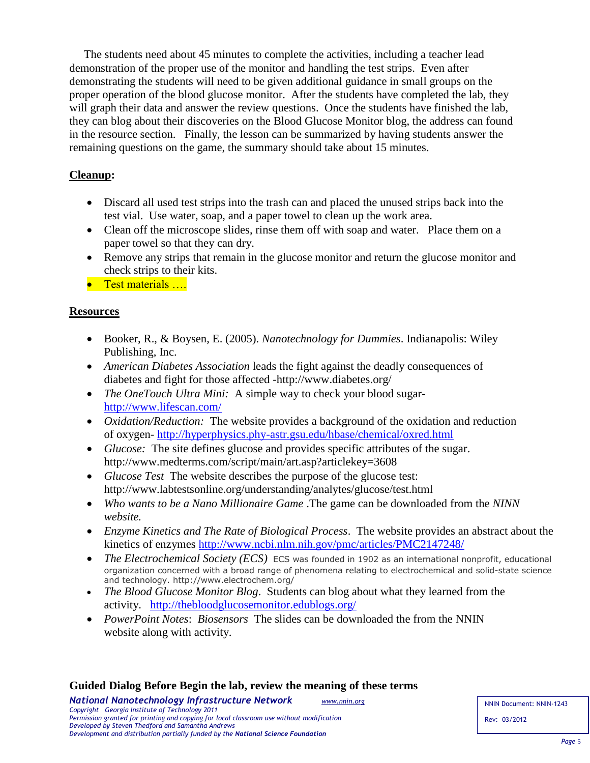The students need about 45 minutes to complete the activities, including a teacher lead demonstration of the proper use of the monitor and handling the test strips. Even after demonstrating the students will need to be given additional guidance in small groups on the proper operation of the blood glucose monitor. After the students have completed the lab, they will graph their data and answer the review questions. Once the students have finished the lab, they can blog about their discoveries on the Blood Glucose Monitor blog, the address can found in the resource section. Finally, the lesson can be summarized by having students answer the remaining questions on the game, the summary should take about 15 minutes.

## **Cleanup:**

- Discard all used test strips into the trash can and placed the unused strips back into the test vial. Use water, soap, and a paper towel to clean up the work area.
- Clean off the microscope slides, rinse them off with soap and water. Place them on a paper towel so that they can dry.
- Remove any strips that remain in the glucose monitor and return the glucose monitor and check strips to their kits.
- Test materials ….

## **Resources**

- Booker, R., & Boysen, E. (2005). *Nanotechnology for Dummies*. Indianapolis: Wiley Publishing, Inc.
- *American Diabetes Association* leads the fight against the deadly consequences of diabetes and fight for those affected -http://www.diabetes.org/
- *The OneTouch Ultra Mini:* A simple way to check your blood sugar- http://www.lifescan.com/
- *Oxidation/Reduction:* The website provides a background of the oxidation and reduction of oxygen- http://hyperphysics.phy-astr.gsu.edu/hbase/chemical/oxred.html
- *Glucose:* The site defines glucose and provides specific attributes of the sugar. http://www.medterms.com/script/main/art.asp?articlekey=3608
- *Glucose Test* The website describes the purpose of the glucose test: http://www.labtestsonline.org/understanding/analytes/glucose/test.html
- *Who wants to be a Nano Millionaire Game* .The game can be downloaded from the *NINN website.*
- *Enzyme Kinetics and The Rate of Biological Process*. The website provides an abstract about the kinetics of enzymes http://www.ncbi.nlm.nih.gov/pmc/articles/PMC2147248/
- *The Electrochemical Society (ECS)* ECS was founded in 1902 as an international nonprofit, educational organization concerned with a broad range of phenomena relating to electrochemical and solid-state science and technology. http://www.electrochem.org/
- *The Blood Glucose Monitor Blog*. Students can blog about what they learned from the activity. http://thebloodglucosemonitor.edublogs.org/
- *PowerPoint Notes*: *Biosensors* The slides can be downloaded the from the NNIN website along with activity.

**Guided Dialog Before Begin the lab, review the meaning of these terms**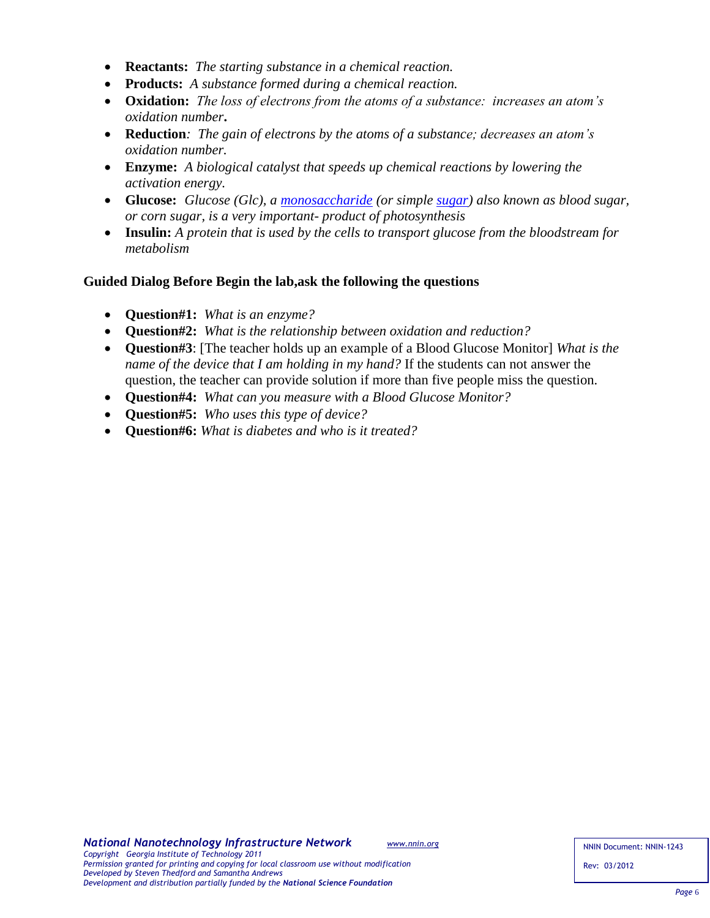- **Reactants:** *The starting substance in a chemical reaction.*
- **Products:** *A substance formed during a chemical reaction.*
- **Oxidation:** *The loss of electrons from the atoms of a substance: increases an atom's oxidation number***.**
- **Reduction***: The gain of electrons by the atoms of a substance; decreases an atom's oxidation number.*
- **Enzyme:** *A biological catalyst that speeds up chemical reactions by lowering the activation energy.*
- **Glucose:** *Glucose (Glc), a monosaccharide (or simple sugar) also known as blood sugar, or corn sugar, is a very important- product of photosynthesis*
- **Insulin:** *A protein that is used by the cells to transport glucose from the bloodstream for metabolism*

**Guided Dialog Before Begin the lab,ask the following the questions**

- **Question#1:** *What is an enzyme?*
- **Question#2:** *What is the relationship between oxidation and reduction?*
- **Question#3**: [The teacher holds up an example of a Blood Glucose Monitor] *What is the name of the device that I am holding in my hand?* If the students can not answer the question, the teacher can provide solution if more than five people miss the question.
- **Question#4:** *What can you measure with a Blood Glucose Monitor?*
- **Question#5:** *Who uses this type of device?*
- **Question#6:** *What is diabetes and who is it treated?*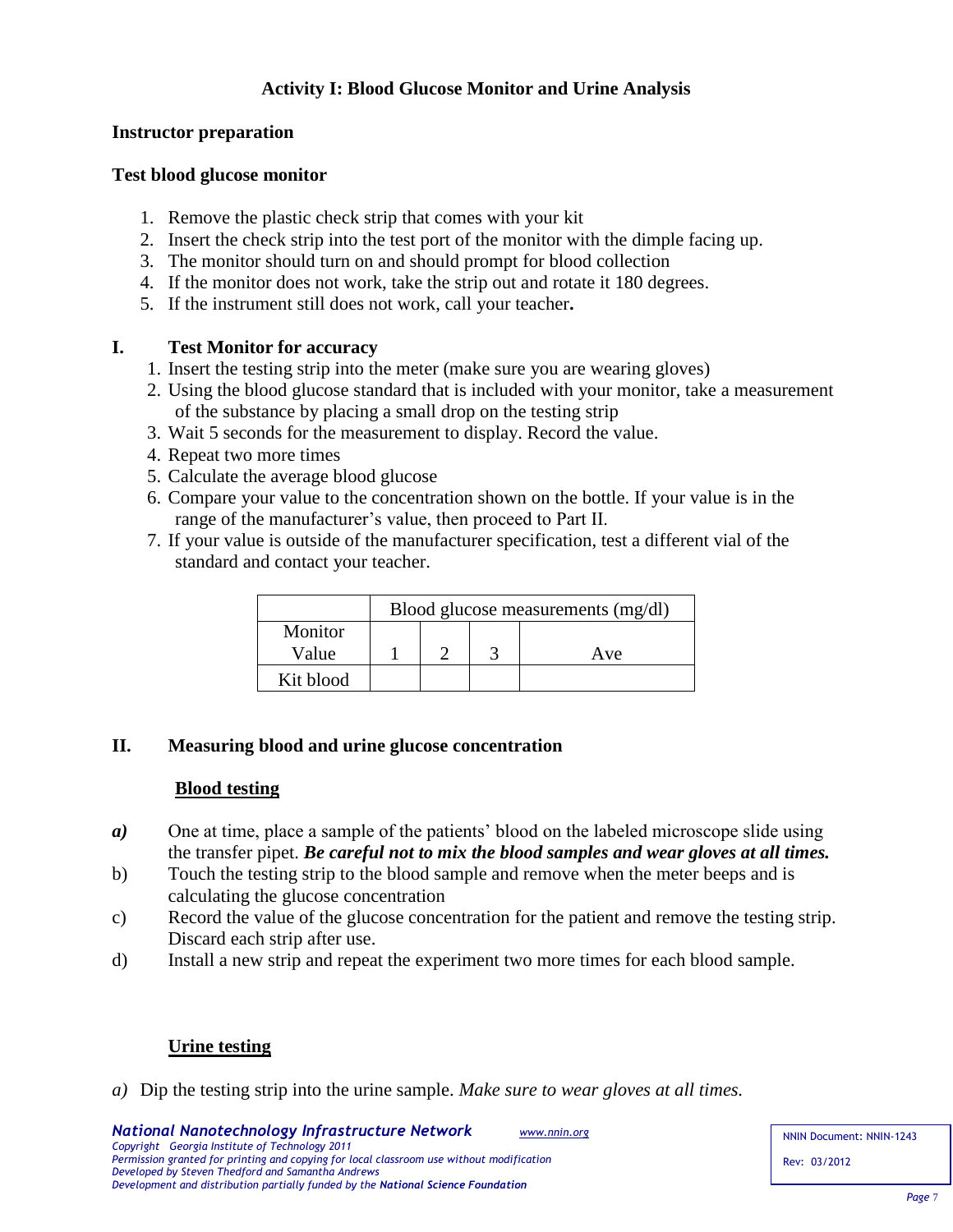# Activity I: Blood Glucose Monitor and Urine Analysis

## Instructor preparation

### Test blood glucose monitor

1. Remove the plastic check strip that comes with your kit
2. Insert the check strip into the test port of the monitor with the dimple facing up.
3. The monitor should turn on and should prompt for blood collection
4. If the monitor does not work, take the strip out and rotate it 180 degrees.
5. If the instrument still does not work, call your teacher**.**

## I. Test Monitor for accuracy

1. Insert the testing strip into the meter (make sure you are wearing gloves)
2. Using the blood glucose standard that is included with your monitor, take a measurement of the substance by placing a small drop on the testing strip
3. Wait 5 seconds for the measurement to display. Record the value.
4. Repeat two more times
5. Calculate the average blood glucose
6. Compare your value to the concentration shown on the bottle. If your value is in the range of the manufacturer's value, then proceed to Part II.
7. If your value is outside of the manufacturer specification, test a different vial of the standard and contact your teacher.

| | Blood glucose measurements (mg/dl) | | | |
|---|---|---|---|---|
| Monitor Value | 1 | 2 | 3 | Ave |
| Kit blood | | | | |

## II. Measuring blood and urine glucose concentration

### Blood testing

***a)*** One at time, place a sample of the patients' blood on the labeled microscope slide using the transfer pipet. ***Be careful not to mix the blood samples and wear gloves at all times.***

b) Touch the testing strip to the blood sample and remove when the meter beeps and is calculating the glucose concentration

c) Record the value of the glucose concentration for the patient and remove the testing strip. Discard each strip after use.

d) Install a new strip and repeat the experiment two more times for each blood sample.

### Urine testing

*a)* Dip the testing strip into the urine sample. *Make sure to wear gloves at all times.*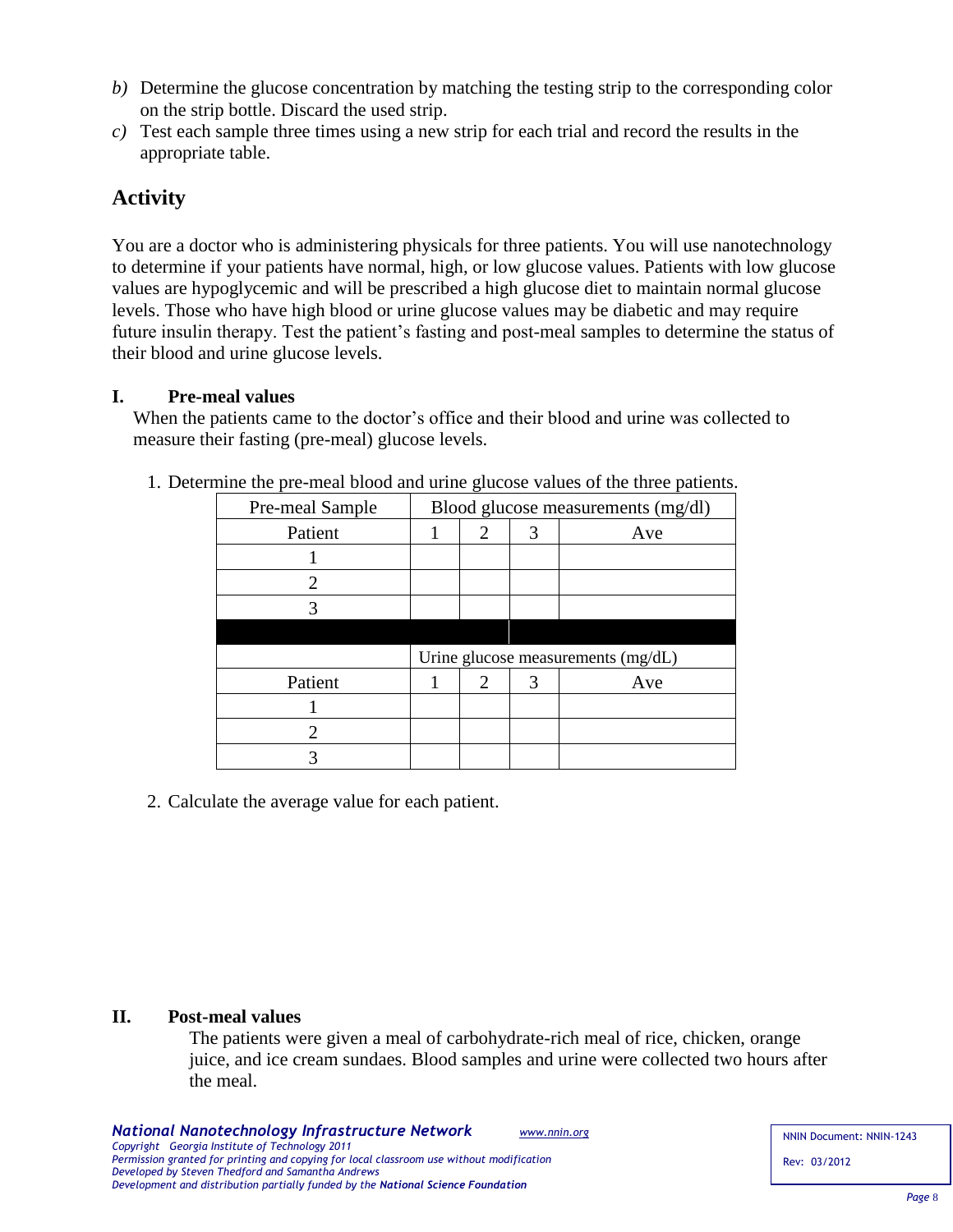*b)* Determine the glucose concentration by matching the testing strip to the corresponding color on the strip bottle. Discard the used strip.

*c)* Test each sample three times using a new strip for each trial and record the results in the appropriate table.

## Activity

You are a doctor who is administering physicals for three patients. You will use nanotechnology to determine if your patients have normal, high, or low glucose values. Patients with low glucose values are hypoglycemic and will be prescribed a high glucose diet to maintain normal glucose levels. Those who have high blood or urine glucose values may be diabetic and may require future insulin therapy. Test the patient's fasting and post-meal samples to determine the status of their blood and urine glucose levels.

### I. Pre-meal values

When the patients came to the doctor's office and their blood and urine was collected to measure their fasting (pre-meal) glucose levels.

1. Determine the pre-meal blood and urine glucose values of the three patients.

| Pre-meal Sample | Blood glucose measurements (mg/dl) | | | |
|---|---|---|---|---|
| Patient | 1 | 2 | 3 | Ave |
| 1 | | | | |
| 2 | | | | |
| 3 | | | | |
| | | | | |
| | Urine glucose measurements (mg/dL) | | | |
| Patient | 1 | 2 | 3 | Ave |
| 1 | | | | |
| 2 | | | | |
| 3 | | | | |

2. Calculate the average value for each patient.

### II. Post-meal values

The patients were given a meal of carbohydrate-rich meal of rice, chicken, orange juice, and ice cream sundaes. Blood samples and urine were collected two hours after the meal.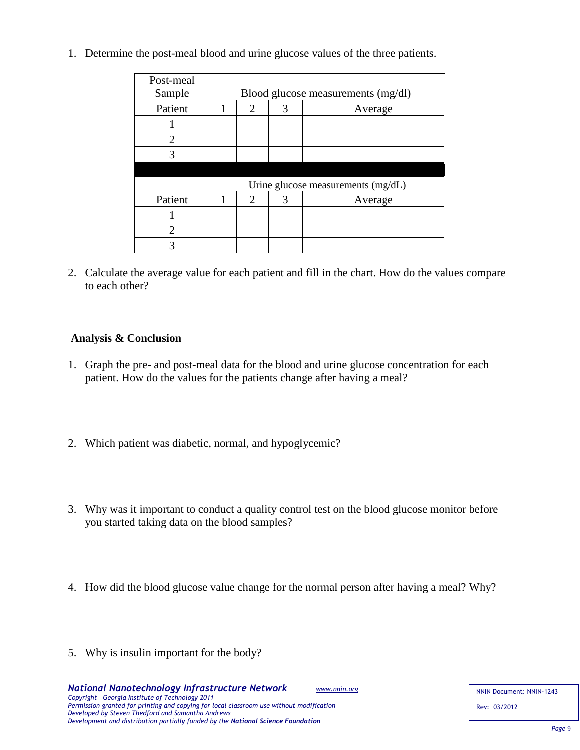1. Determine the post-meal blood and urine glucose values of the three patients.

| Post-meal Sample | Blood glucose measurements (mg/dl) | | | |
|---|---|---|---|---|
| Patient | 1 | 2 | 3 | Average |
| 1 | | | | |
| 2 | | | | |
| 3 | | | | |
| | | | | |
| | Urine glucose measurements (mg/dL) | | | |
| Patient | 1 | 2 | 3 | Average |
| 1 | | | | |
| 2 | | | | |
| 3 | | | | |

2. Calculate the average value for each patient and fill in the chart. How do the values compare to each other?

**Analysis & Conclusion**

1. Graph the pre- and post-meal data for the blood and urine glucose concentration for each patient. How do the values for the patients change after having a meal?

2. Which patient was diabetic, normal, and hypoglycemic?

3. Why was it important to conduct a quality control test on the blood glucose monitor before you started taking data on the blood samples?

4. How did the blood glucose value change for the normal person after having a meal? Why?

5. Why is insulin important for the body?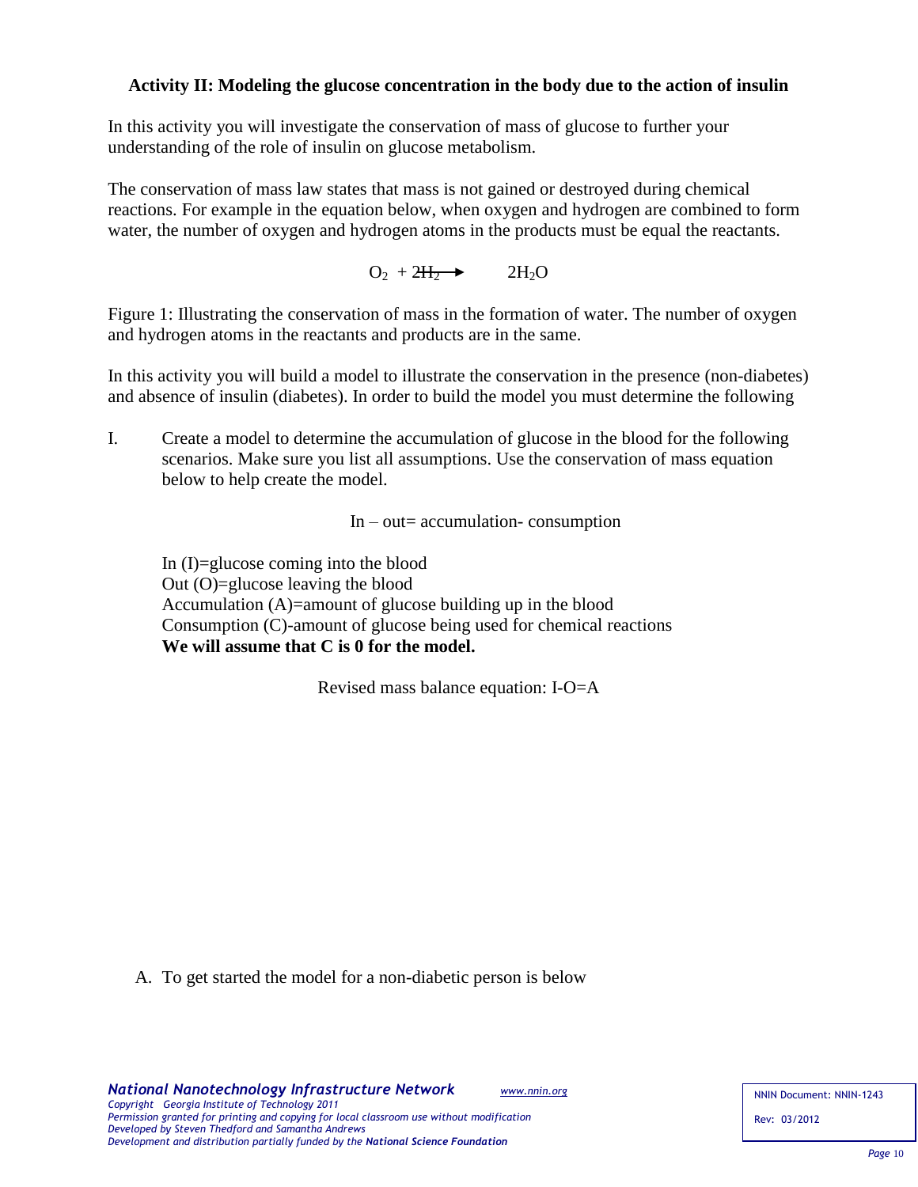**Activity II: Modeling the glucose concentration in the body due to the action of insulin**

In this activity you will investigate the conservation of mass of glucose to further your understanding of the role of insulin on glucose metabolism.

The conservation of mass law states that mass is not gained or destroyed during chemical reactions. For example in the equation below, when oxygen and hydrogen are combined to form water, the number of oxygen and hydrogen atoms in the products must be equal the reactants.

$$O_2 + 2H_2 \rightarrow 2H_2O$$

Figure 1: Illustrating the conservation of mass in the formation of water. The number of oxygen and hydrogen atoms in the reactants and products are in the same.

In this activity you will build a model to illustrate the conservation in the presence (non-diabetes) and absence of insulin (diabetes). In order to build the model you must determine the following

I. Create a model to determine the accumulation of glucose in the blood for the following scenarios. Make sure you list all assumptions. Use the conservation of mass equation below to help create the model.

In – out= accumulation- consumption

In (I)=glucose coming into the blood
Out (O)=glucose leaving the blood
Accumulation (A)=amount of glucose building up in the blood
Consumption (C)-amount of glucose being used for chemical reactions
**We will assume that C is 0 for the model.**

Revised mass balance equation: I-O=A

A. To get started the model for a non-diabetic person is below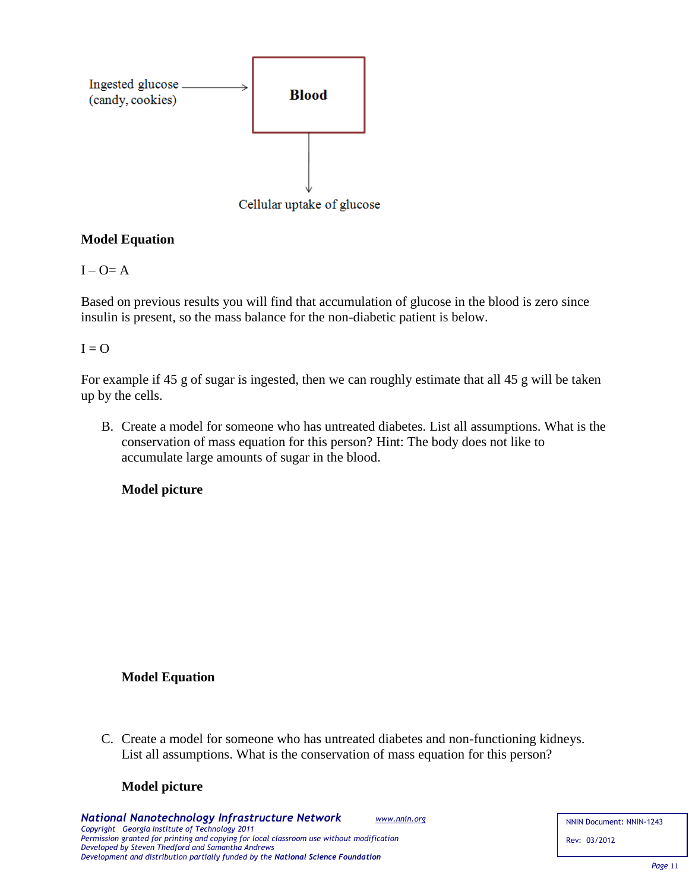Ingested glucose (candy, cookies) → **Blood** → Cellular uptake of glucose

**Model Equation**

I – O= A

Based on previous results you will find that accumulation of glucose in the blood is zero since insulin is present, so the mass balance for the non-diabetic patient is below.

I = O

For example if 45 g of sugar is ingested, then we can roughly estimate that all 45 g will be taken up by the cells.

B. Create a model for someone who has untreated diabetes. List all assumptions. What is the conservation of mass equation for this person? Hint: The body does not like to accumulate large amounts of sugar in the blood.

   **Model picture**

   **Model Equation**

C. Create a model for someone who has untreated diabetes and non-functioning kidneys. List all assumptions. What is the conservation of mass equation for this person?

   **Model picture**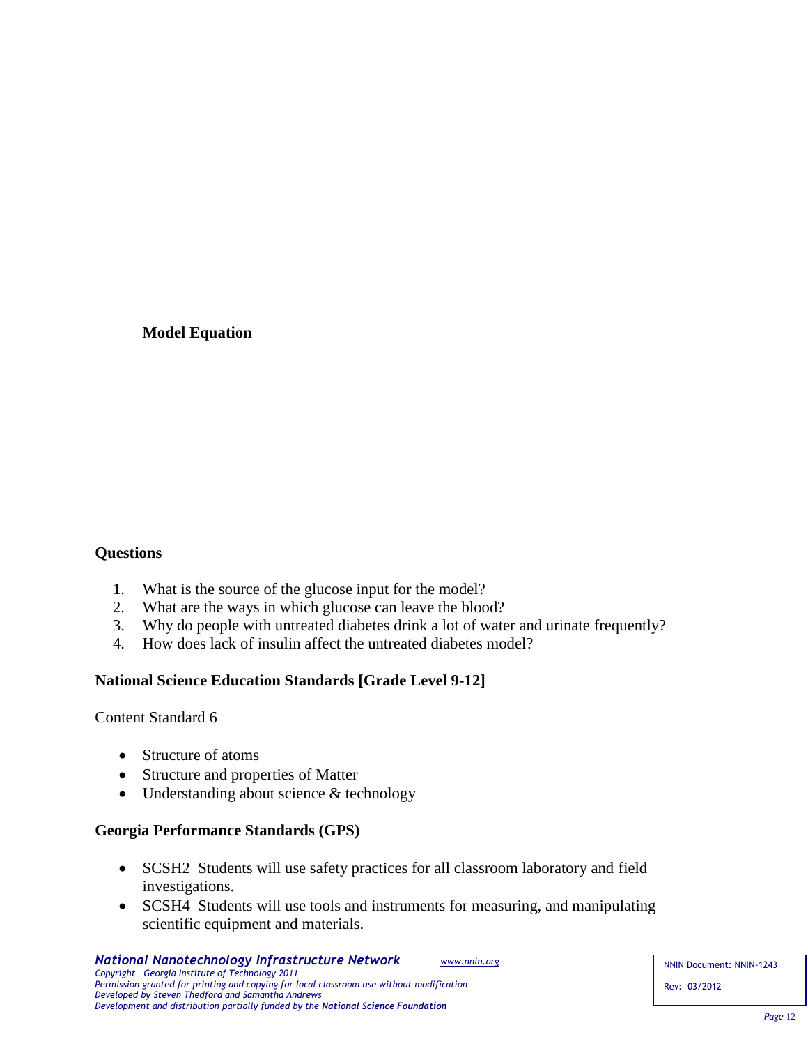**Model Equation**

## Questions

1. What is the source of the glucose input for the model?
2. What are the ways in which glucose can leave the blood?
3. Why do people with untreated diabetes drink a lot of water and urinate frequently?
4. How does lack of insulin affect the untreated diabetes model?

## National Science Education Standards [Grade Level 9-12]

Content Standard 6

- Structure of atoms
- Structure and properties of Matter
- Understanding about science & technology

## Georgia Performance Standards (GPS)

- SCSH2 Students will use safety practices for all classroom laboratory and field investigations.
- SCSH4 Students will use tools and instruments for measuring, and manipulating scientific equipment and materials.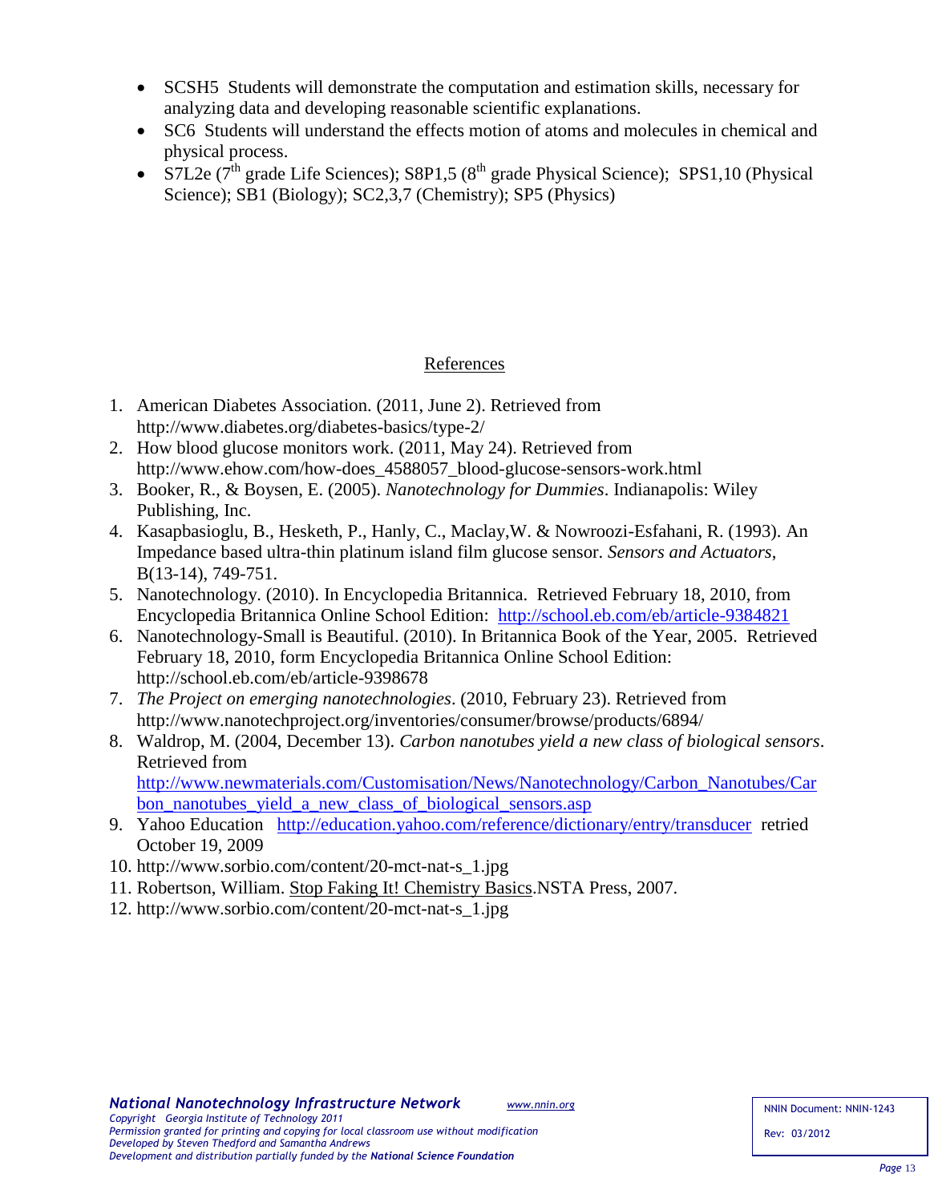- SCSH5 Students will demonstrate the computation and estimation skills, necessary for analyzing data and developing reasonable scientific explanations.
- SC6 Students will understand the effects motion of atoms and molecules in chemical and physical process.
- S7L2e (7th grade Life Sciences); S8P1,5 (8th grade Physical Science); SPS1,10 (Physical Science); SB1 (Biology); SC2,3,7 (Chemistry); SP5 (Physics)

## References

1. American Diabetes Association. (2011, June 2). Retrieved from http://www.diabetes.org/diabetes-basics/type-2/
2. How blood glucose monitors work. (2011, May 24). Retrieved from http://www.ehow.com/how-does_4588057_blood-glucose-sensors-work.html
3. Booker, R., & Boysen, E. (2005). *Nanotechnology for Dummies*. Indianapolis: Wiley Publishing, Inc.
4. Kasapbasioglu, B., Hesketh, P., Hanly, C., Maclay,W. & Nowroozi-Esfahani, R. (1993). An Impedance based ultra-thin platinum island film glucose sensor. *Sensors and Actuators*, B(13-14), 749-751.
5. Nanotechnology. (2010). In Encyclopedia Britannica. Retrieved February 18, 2010, from Encyclopedia Britannica Online School Edition: http://school.eb.com/eb/article-9384821
6. Nanotechnology-Small is Beautiful. (2010). In Britannica Book of the Year, 2005. Retrieved February 18, 2010, form Encyclopedia Britannica Online School Edition: http://school.eb.com/eb/article-9398678
7. *The Project on emerging nanotechnologies*. (2010, February 23). Retrieved from http://www.nanotechproject.org/inventories/consumer/browse/products/6894/
8. Waldrop, M. (2004, December 13). *Carbon nanotubes yield a new class of biological sensors*. Retrieved from http://www.newmaterials.com/Customisation/News/Nanotechnology/Carbon_Nanotubes/Carbon_nanotubes_yield_a_new_class_of_biological_sensors.asp
9. Yahoo Education http://education.yahoo.com/reference/dictionary/entry/transducer retried October 19, 2009
10. http://www.sorbio.com/content/20-mct-nat-s_1.jpg
11. Robertson, William. Stop Faking It! Chemistry Basics.NSTA Press, 2007.
12. http://www.sorbio.com/content/20-mct-nat-s_1.jpg

***National Nanotechnology Infrastructure Network*** *www.nnin.org*
*Copyright Georgia Institute of Technology 2011*
*Permission granted for printing and copying for local classroom use without modification*
*Developed by Steven Thedford and Samantha Andrews*
*Development and distribution partially funded by the **National Science Foundation***

NNIN Document: NNIN-1243

Rev: 03/2012